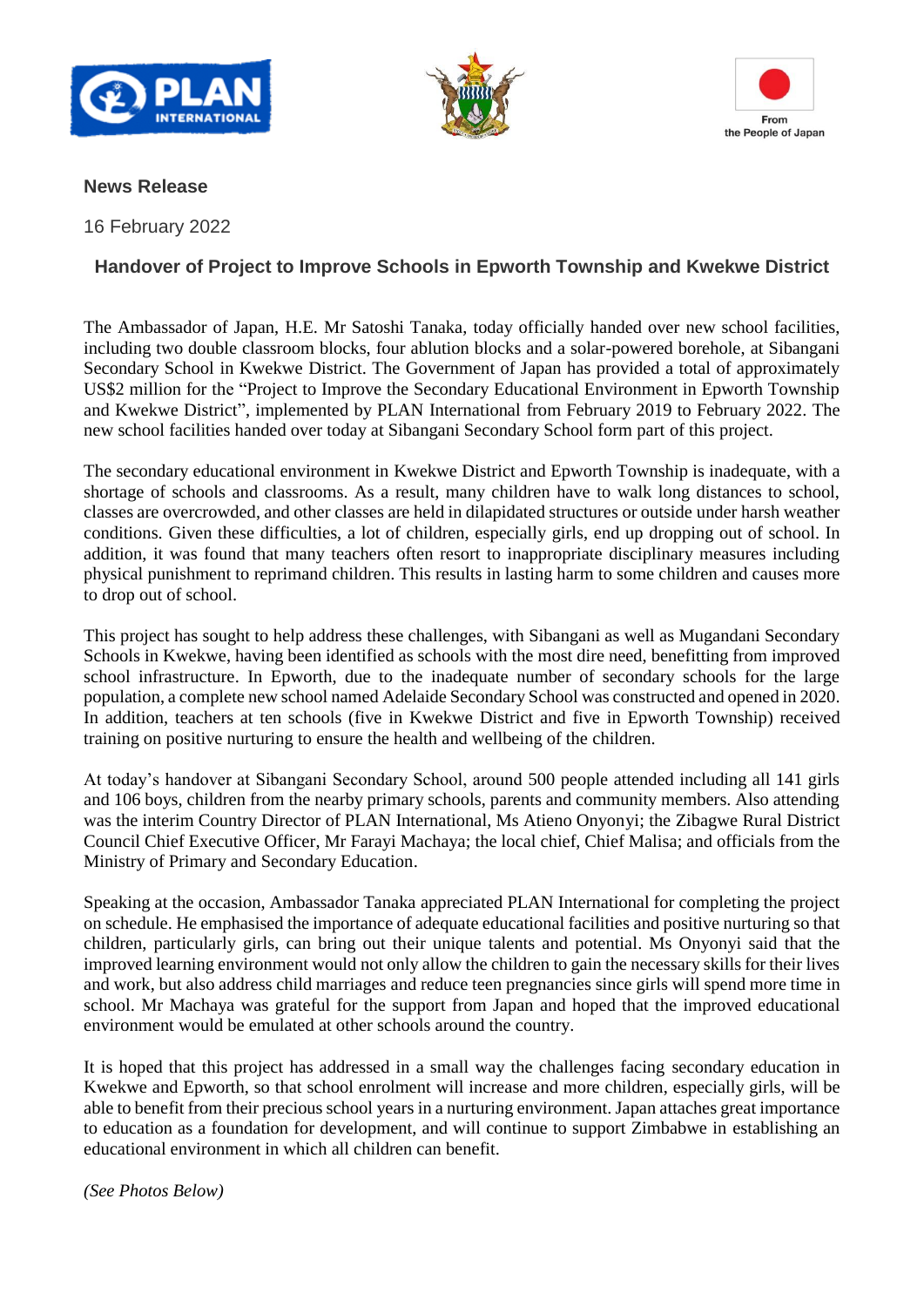From
the People of Japan

**News Release**

16 February 2022

## Handover of Project to Improve Schools in Epworth Township and Kwekwe District

The Ambassador of Japan, H.E. Mr Satoshi Tanaka, today officially handed over new school facilities, including two double classroom blocks, four ablution blocks and a solar-powered borehole, at Sibangani Secondary School in Kwekwe District. The Government of Japan has provided a total of approximately US$2 million for the "Project to Improve the Secondary Educational Environment in Epworth Township and Kwekwe District", implemented by PLAN International from February 2019 to February 2022. The new school facilities handed over today at Sibangani Secondary School form part of this project.

The secondary educational environment in Kwekwe District and Epworth Township is inadequate, with a shortage of schools and classrooms. As a result, many children have to walk long distances to school, classes are overcrowded, and other classes are held in dilapidated structures or outside under harsh weather conditions. Given these difficulties, a lot of children, especially girls, end up dropping out of school. In addition, it was found that many teachers often resort to inappropriate disciplinary measures including physical punishment to reprimand children. This results in lasting harm to some children and causes more to drop out of school.

This project has sought to help address these challenges, with Sibangani as well as Mugandani Secondary Schools in Kwekwe, having been identified as schools with the most dire need, benefitting from improved school infrastructure. In Epworth, due to the inadequate number of secondary schools for the large population, a complete new school named Adelaide Secondary School was constructed and opened in 2020. In addition, teachers at ten schools (five in Kwekwe District and five in Epworth Township) received training on positive nurturing to ensure the health and wellbeing of the children.

At today's handover at Sibangani Secondary School, around 500 people attended including all 141 girls and 106 boys, children from the nearby primary schools, parents and community members. Also attending was the interim Country Director of PLAN International, Ms Atieno Onyonyi; the Zibagwe Rural District Council Chief Executive Officer, Mr Farayi Machaya; the local chief, Chief Malisa; and officials from the Ministry of Primary and Secondary Education.

Speaking at the occasion, Ambassador Tanaka appreciated PLAN International for completing the project on schedule. He emphasised the importance of adequate educational facilities and positive nurturing so that children, particularly girls, can bring out their unique talents and potential. Ms Onyonyi said that the improved learning environment would not only allow the children to gain the necessary skills for their lives and work, but also address child marriages and reduce teen pregnancies since girls will spend more time in school. Mr Machaya was grateful for the support from Japan and hoped that the improved educational environment would be emulated at other schools around the country.

It is hoped that this project has addressed in a small way the challenges facing secondary education in Kwekwe and Epworth, so that school enrolment will increase and more children, especially girls, will be able to benefit from their precious school years in a nurturing environment. Japan attaches great importance to education as a foundation for development, and will continue to support Zimbabwe in establishing an educational environment in which all children can benefit.

*(See Photos Below)*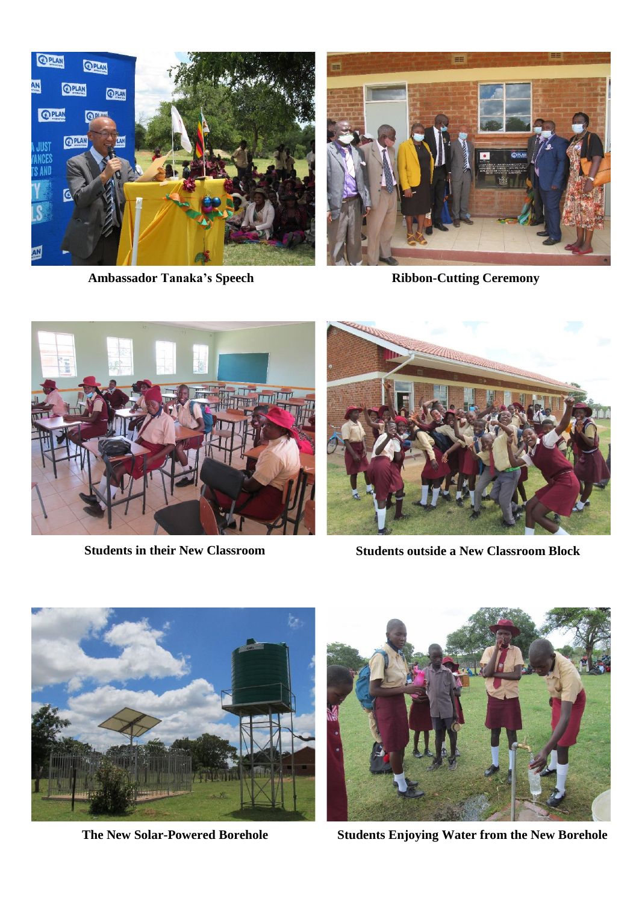**Ambassador Tanaka's Speech**

**Ribbon-Cutting Ceremony**

**Students in their New Classroom**

**Students outside a New Classroom Block**

**The New Solar-Powered Borehole**

**Students Enjoying Water from the New Borehole**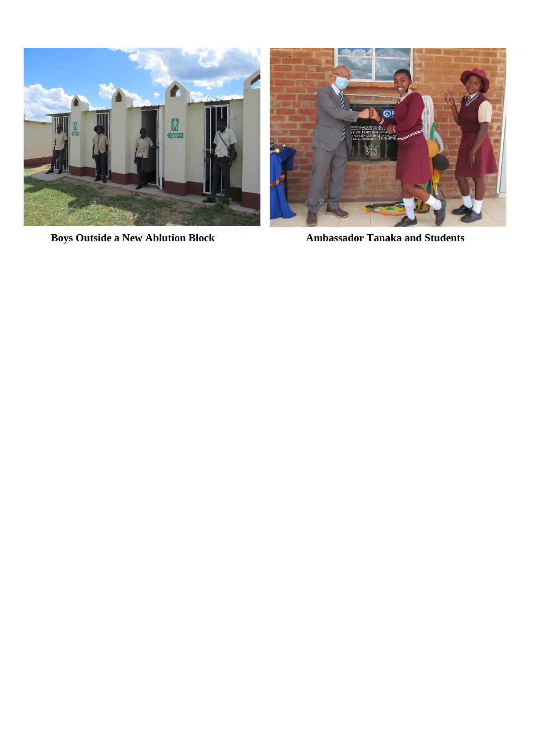**Boys Outside a New Ablution Block**

**Ambassador Tanaka and Students**